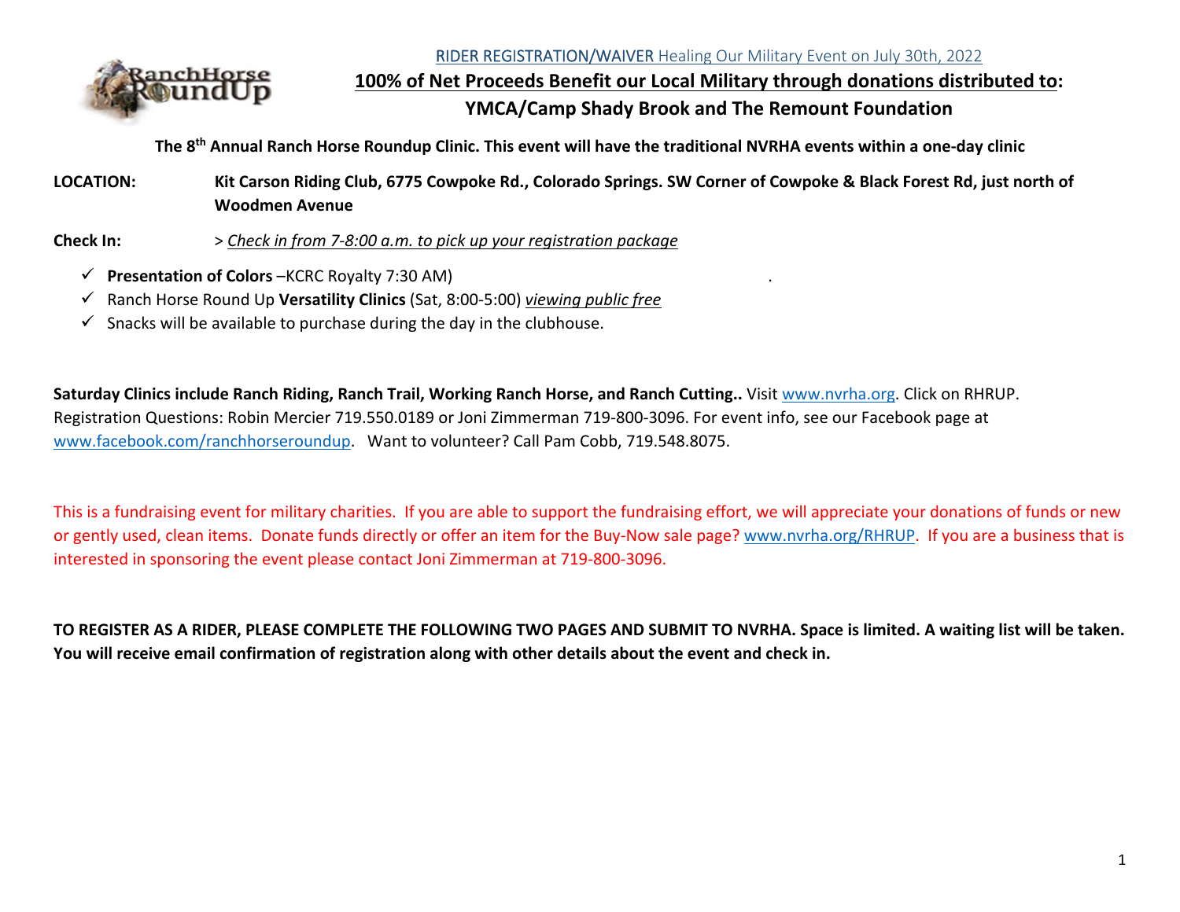RIDER REGISTRATION/WAIVER Healing Our Military Event on July 30th, 2022

## 100% of Net Proceeds Benefit our Local Military through donations distributed to:

## YMCA/Camp Shady Brook and The Remount Foundation

**The 8th Annual Ranch Horse Roundup Clinic. This event will have the traditional NVRHA events within a one-day clinic**

**LOCATION:** **Kit Carson Riding Club, 6775 Cowpoke Rd., Colorado Springs. SW Corner of Cowpoke & Black Forest Rd, just north of Woodmen Avenue**

**Check In:** > *Check in from 7-8:00 a.m. to pick up your registration package*

- ✓ **Presentation of Colors** –KCRC Royalty 7:30 AM)
- ✓ Ranch Horse Round Up **Versatility Clinics** (Sat, 8:00-5:00) *viewing public free*
- ✓ Snacks will be available to purchase during the day in the clubhouse.

**Saturday Clinics include Ranch Riding, Ranch Trail, Working Ranch Horse, and Ranch Cutting..** Visit www.nvrha.org. Click on RHRUP. Registration Questions: Robin Mercier 719.550.0189 or Joni Zimmerman 719-800-3096. For event info, see our Facebook page at www.facebook.com/ranchhorseroundup. Want to volunteer? Call Pam Cobb, 719.548.8075.

This is a fundraising event for military charities. If you are able to support the fundraising effort, we will appreciate your donations of funds or new or gently used, clean items. Donate funds directly or offer an item for the Buy-Now sale page? www.nvrha.org/RHRUP. If you are a business that is interested in sponsoring the event please contact Joni Zimmerman at 719-800-3096.

**TO REGISTER AS A RIDER, PLEASE COMPLETE THE FOLLOWING TWO PAGES AND SUBMIT TO NVRHA. Space is limited. A waiting list will be taken. You will receive email confirmation of registration along with other details about the event and check in.**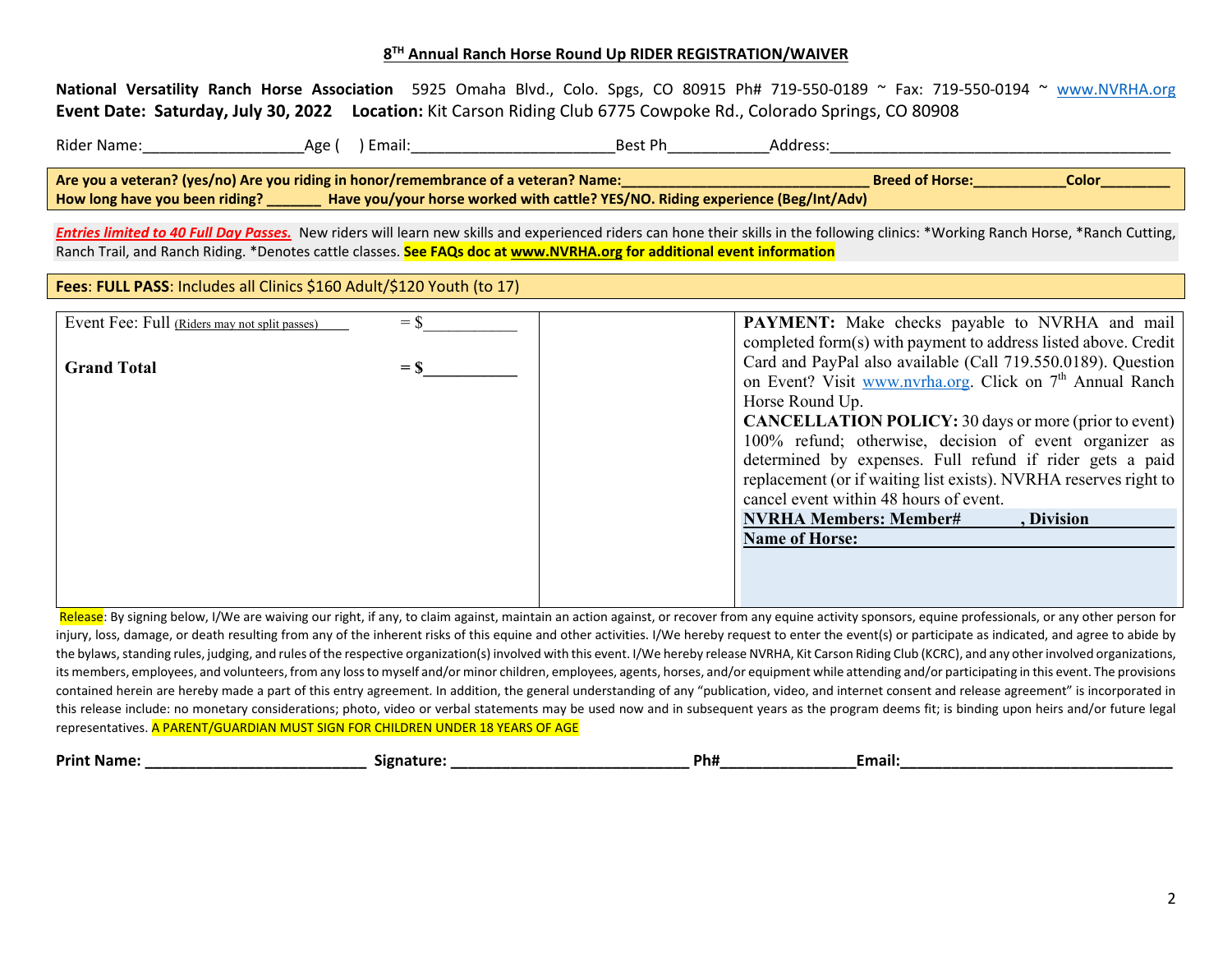## 8TH Annual Ranch Horse Round Up RIDER REGISTRATION/WAIVER

**National Versatility Ranch Horse Association** 5925 Omaha Blvd., Colo. Spgs, CO 80915 Ph# 719-550-0189 ~ Fax: 719-550-0194 ~ www.NVRHA.org
**Event Date: Saturday, July 30, 2022** **Location:** Kit Carson Riding Club 6775 Cowpoke Rd., Colorado Springs, CO 80908

Rider Name:___________________Age (    ) Email:________________________Best Ph____________Address:__________________________________________

**Are you a veteran? (yes/no) Are you riding in honor/remembrance of a veteran? Name:_______________________________ Breed of Horse:___________Color_________**
**How long have you been riding? _______ Have you/your horse worked with cattle? YES/NO. Riding experience (Beg/Int/Adv)**

***Entries limited to 40 Full Day Passes.*** New riders will learn new skills and experienced riders can hone their skills in the following clinics: *Working Ranch Horse, *Ranch Cutting, Ranch Trail, and Ranch Riding. *Denotes cattle classes. **See FAQs doc at www.NVRHA.org for additional event information**

**Fees**: **FULL PASS**: Includes all Clinics $160 Adult/$120 Youth (to 17)

| | | | |
|---|---|---|---|
| Event Fee: Full (Riders may not split passes) | = $___________ | | **PAYMENT:** Make checks payable to NVRHA and mail completed form(s) with payment to address listed above. Credit Card and PayPal also available (Call 719.550.0189). Question on Event? Visit www.nvrha.org. Click on 7th Annual Ranch Horse Round Up. **CANCELLATION POLICY:** 30 days or more (prior to event) 100% refund; otherwise, decision of event organizer as determined by expenses. Full refund if rider gets a paid replacement (or if waiting list exists). NVRHA reserves right to cancel event within 48 hours of event. |
| **Grand Total** | **= $___________** | | **NVRHA Members: Member# , Division** **Name of Horse:** |

Release: By signing below, I/We are waiving our right, if any, to claim against, maintain an action against, or recover from any equine activity sponsors, equine professionals, or any other person for injury, loss, damage, or death resulting from any of the inherent risks of this equine and other activities. I/We hereby request to enter the event(s) or participate as indicated, and agree to abide by the bylaws, standing rules, judging, and rules of the respective organization(s) involved with this event. I/We hereby release NVRHA, Kit Carson Riding Club (KCRC), and any other involved organizations, its members, employees, and volunteers, from any loss to myself and/or minor children, employees, agents, horses, and/or equipment while attending and/or participating in this event. The provisions contained herein are hereby made a part of this entry agreement. In addition, the general understanding of any "publication, video, and internet consent and release agreement" is incorporated in this release include: no monetary considerations; photo, video or verbal statements may be used now and in subsequent years as the program deems fit; is binding upon heirs and/or future legal representatives. A PARENT/GUARDIAN MUST SIGN FOR CHILDREN UNDER 18 YEARS OF AGE

**Print Name: __________________________ Signature: ____________________________ Ph#________________Email:________________________________**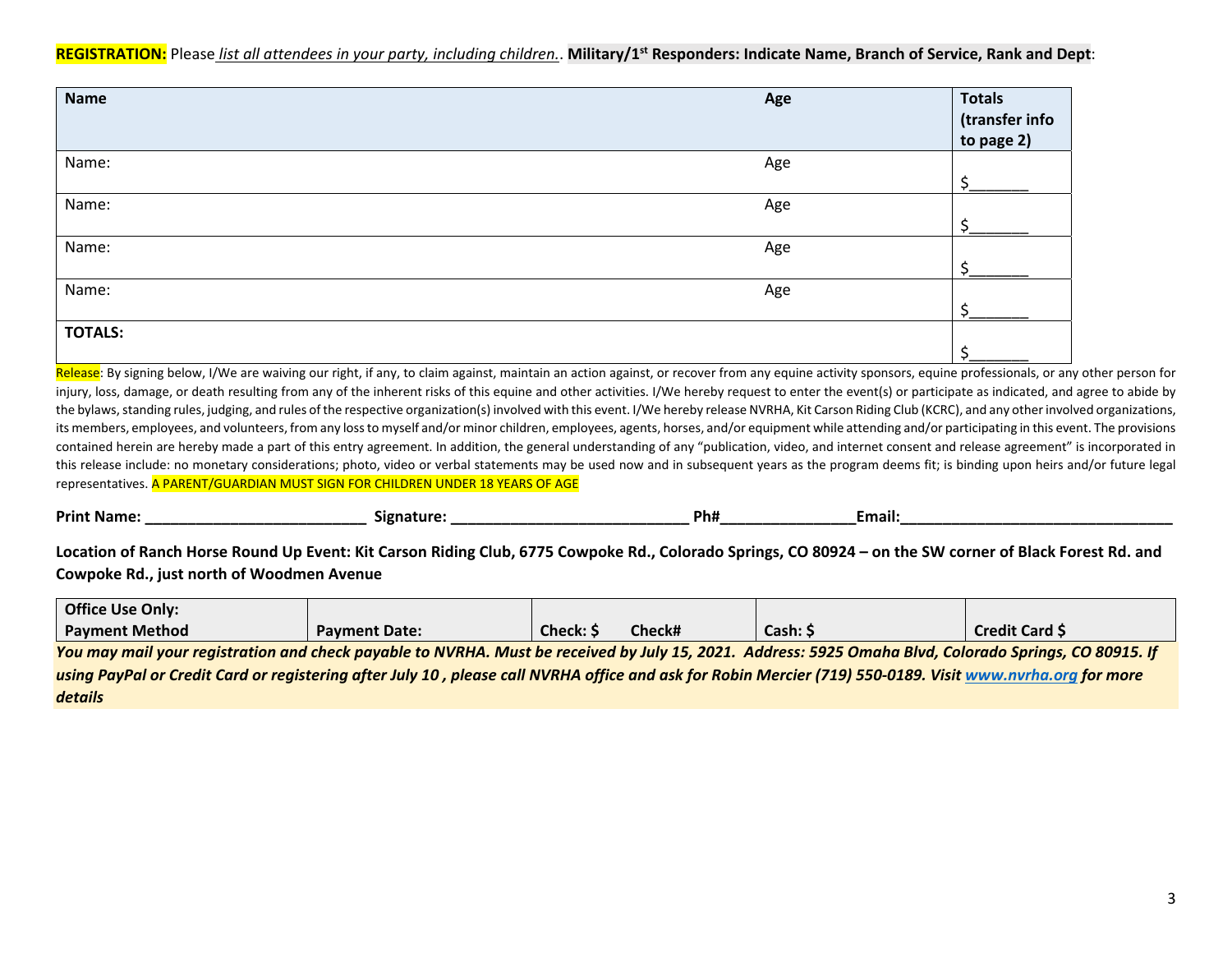**REGISTRATION:** Please *list all attendees in your party, including children.*. **Military/1st Responders: Indicate Name, Branch of Service, Rank and Dept**:

| Name | Age | Totals (transfer info to page 2) |
|---|---|---|
| Name: | Age | $_______ |
| Name: | Age | $_______ |
| Name: | Age | $_______ |
| Name: | Age | $_______ |
| **TOTALS:** | | $_______ |

Release: By signing below, I/We are waiving our right, if any, to claim against, maintain an action against, or recover from any equine activity sponsors, equine professionals, or any other person for injury, loss, damage, or death resulting from any of the inherent risks of this equine and other activities. I/We hereby request to enter the event(s) or participate as indicated, and agree to abide by the bylaws, standing rules, judging, and rules of the respective organization(s) involved with this event. I/We hereby release NVRHA, Kit Carson Riding Club (KCRC), and any other involved organizations, its members, employees, and volunteers, from any loss to myself and/or minor children, employees, agents, horses, and/or equipment while attending and/or participating in this event. The provisions contained herein are hereby made a part of this entry agreement. In addition, the general understanding of any "publication, video, and internet consent and release agreement" is incorporated in this release include: no monetary considerations; photo, video or verbal statements may be used now and in subsequent years as the program deems fit; is binding upon heirs and/or future legal representatives. A PARENT/GUARDIAN MUST SIGN FOR CHILDREN UNDER 18 YEARS OF AGE

**Print Name: __________________________ Signature: ____________________________ Ph#_______________Email:_______________________________**

**Location of Ranch Horse Round Up Event: Kit Carson Riding Club, 6775 Cowpoke Rd., Colorado Springs, CO 80924 – on the SW corner of Black Forest Rd. and Cowpoke Rd., just north of Woodmen Avenue**

| Office Use Only: Payment Method | Payment Date: | Check: $ Check# | Cash: $ | Credit Card $ |
|---|---|---|---|---|

***You may mail your registration and check payable to NVRHA. Must be received by July 15, 2021. Address: 5925 Omaha Blvd, Colorado Springs, CO 80915. If using PayPal or Credit Card or registering after July 10 , please call NVRHA office and ask for Robin Mercier (719) 550-0189. Visit www.nvrha.org for more details***